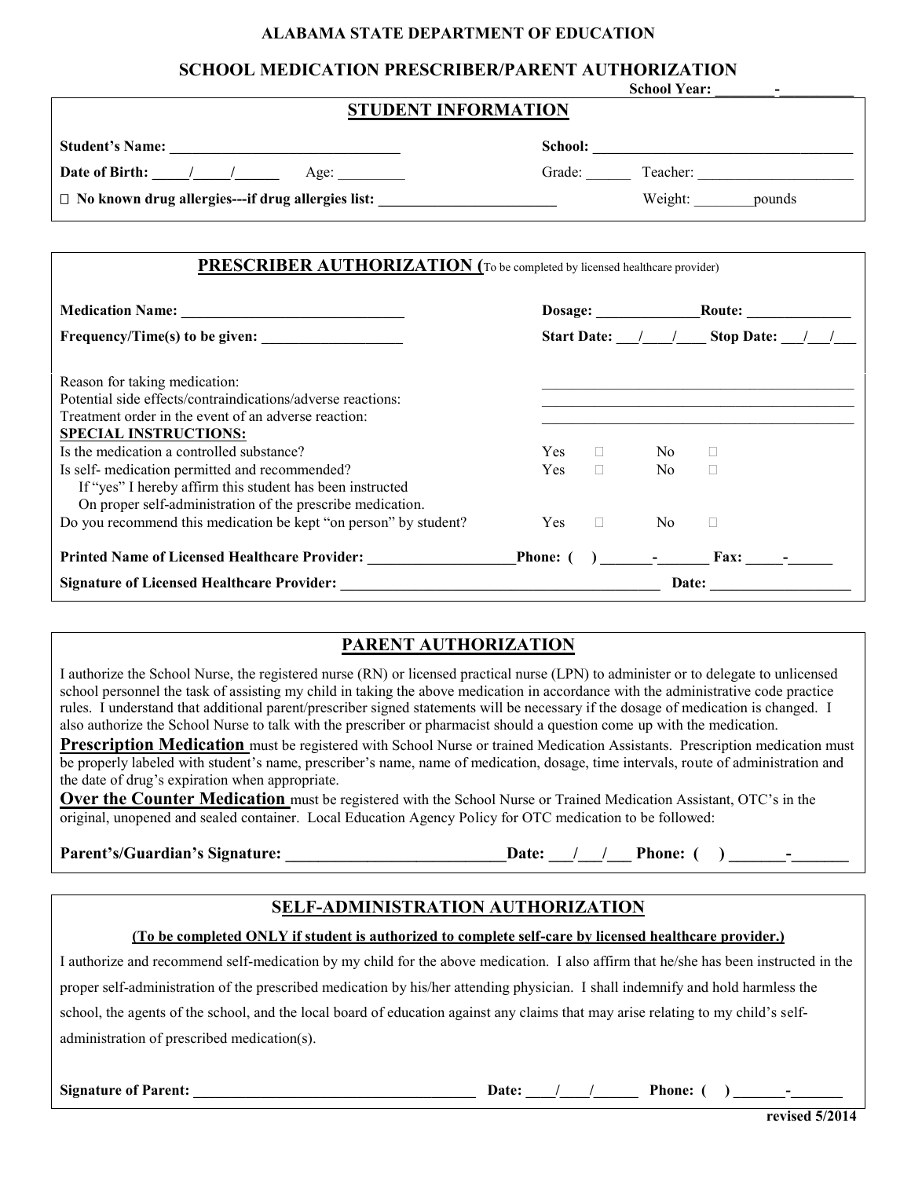**ALABAMA STATE DEPARTMENT OF EDUCATION**

**SCHOOL MEDICATION PRESCRIBER/PARENT AUTHORIZATION**

**School Year: ________-__________**

## STUDENT INFORMATION

**Student's Name: _______________________________** **School: ___________________________________**

**Date of Birth: _____/_____/______** Age: _________ Grade: ______ Teacher: _____________________

☐ **No known drug allergies---if drug allergies list: ________________________** Weight: ________pounds

## PRESCRIBER AUTHORIZATION (To be completed by licensed healthcare provider)

**Medication Name: ______________________________** **Dosage: ______________Route: ______________**

**Frequency/Time(s) to be given: ___________________** **Start Date: ___/____/____ Stop Date: ___/___/___**

Reason for taking medication: ___________________________________________

Potential side effects/contraindications/adverse reactions: ___________________________________________

Treatment order in the event of an adverse reaction: ___________________________________________

**SPECIAL INSTRUCTIONS:**

Is the medication a controlled substance? Yes ☐ No ☐

Is self- medication permitted and recommended? Yes ☐ No ☐
If "yes" I hereby affirm this student has been instructed
On proper self-administration of the prescribe medication.

Do you recommend this medication be kept "on person" by student? Yes ☐ No ☐

**Printed Name of Licensed Healthcare Provider: ____________________Phone: ( ) _______-_______ Fax: _____-______**

**Signature of Licensed Healthcare Provider: ___________________________________________ Date: ___________________**

## PARENT AUTHORIZATION

I authorize the School Nurse, the registered nurse (RN) or licensed practical nurse (LPN) to administer or to delegate to unlicensed school personnel the task of assisting my child in taking the above medication in accordance with the administrative code practice rules. I understand that additional parent/prescriber signed statements will be necessary if the dosage of medication is changed. I also authorize the School Nurse to talk with the prescriber or pharmacist should a question come up with the medication.

**Prescription Medication** must be registered with School Nurse or trained Medication Assistants. Prescription medication must be properly labeled with student's name, prescriber's name, name of medication, dosage, time intervals, route of administration and the date of drug's expiration when appropriate.

**Over the Counter Medication** must be registered with the School Nurse or Trained Medication Assistant, OTC's in the original, unopened and sealed container. Local Education Agency Policy for OTC medication to be followed:

**Parent's/Guardian's Signature: ____________________________Date: ___/___/___ Phone: ( ) _______-_______**

## SELF-ADMINISTRATION AUTHORIZATION

**(To be completed ONLY if student is authorized to complete self-care by licensed healthcare provider.)**

I authorize and recommend self-medication by my child for the above medication. I also affirm that he/she has been instructed in the proper self-administration of the prescribed medication by his/her attending physician. I shall indemnify and hold harmless the school, the agents of the school, and the local board of education against any claims that may arise relating to my child's self-administration of prescribed medication(s).

**Signature of Parent: ______________________________________ Date: ____/____/______ Phone: ( ) _______-_______**

**revised 5/2014**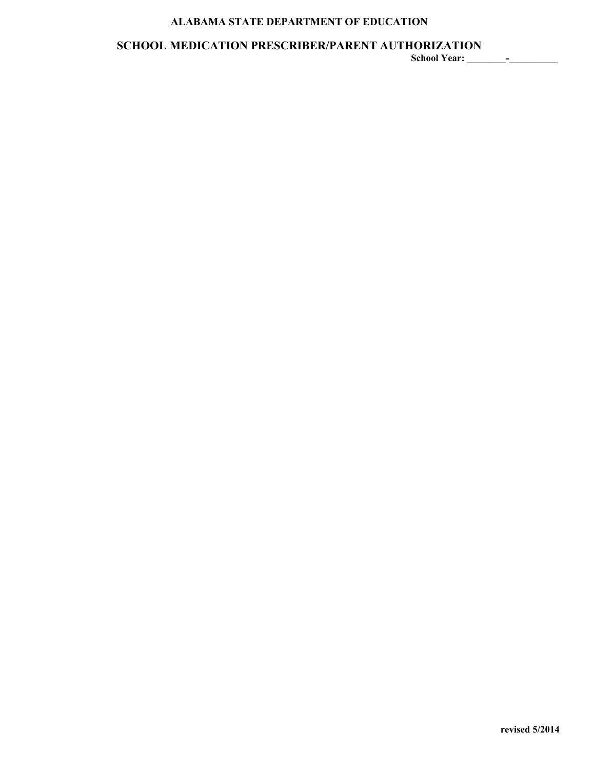**ALABAMA STATE DEPARTMENT OF EDUCATION**

## SCHOOL MEDICATION PRESCRIBER/PARENT AUTHORIZATION

**School Year: ________-__________**

**revised 5/2014**